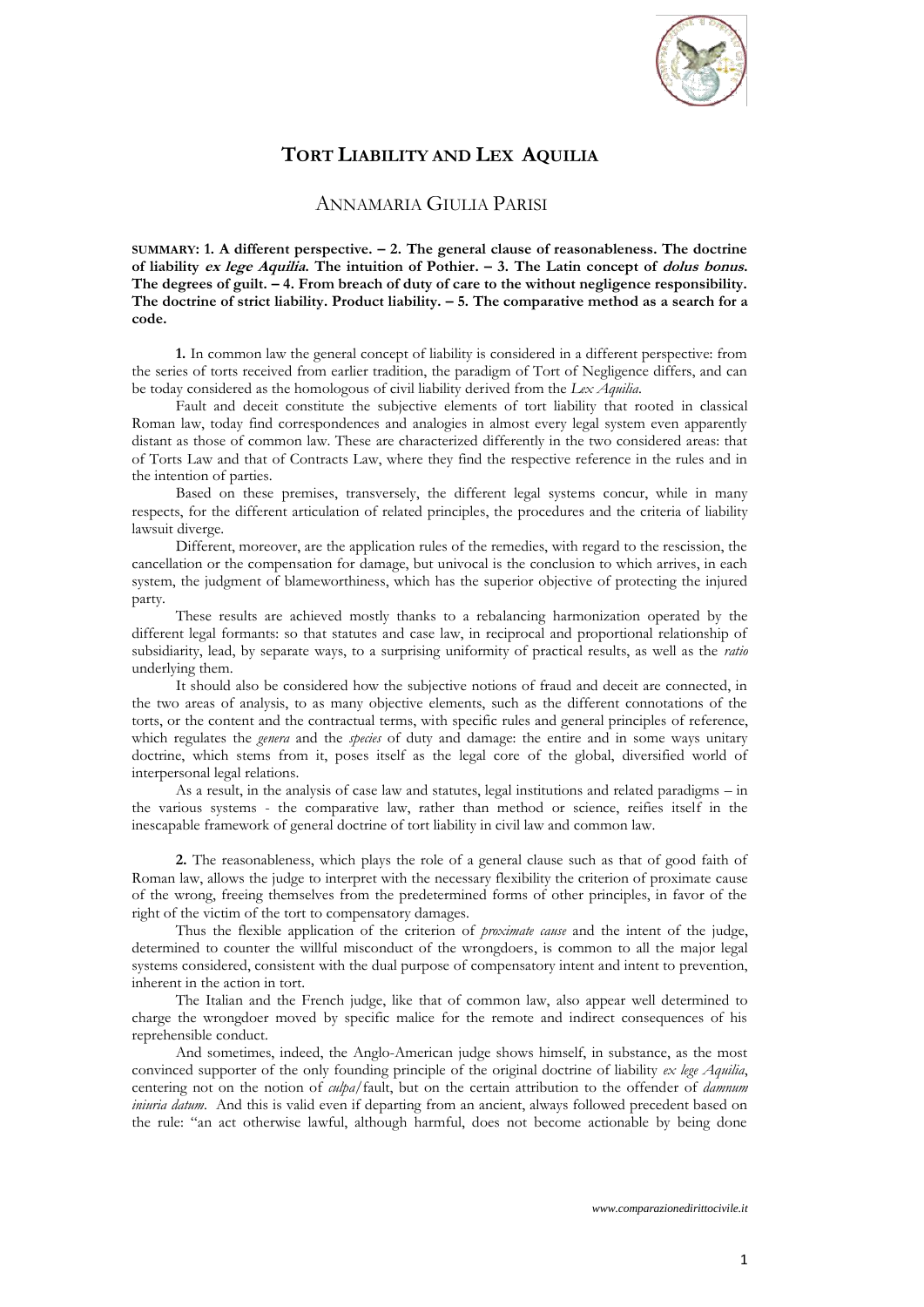# TORT LIABILITY AND LEX AQUILIA

## ANNAMARIA GIULIA PARISI

**SUMMARY: 1. A different perspective. – 2. The general clause of reasonableness. The doctrine of liability *ex lege Aquilia*. The intuition of Pothier. – 3. The Latin concept of *dolus bonus*. The degrees of guilt. – 4. From breach of duty of care to the without negligence responsibility. The doctrine of strict liability. Product liability. – 5. The comparative method as a search for a code.**

**1.** In common law the general concept of liability is considered in a different perspective: from the series of torts received from earlier tradition, the paradigm of Tort of Negligence differs, and can be today considered as the homologous of civil liability derived from the *Lex Aquilia*.

Fault and deceit constitute the subjective elements of tort liability that rooted in classical Roman law, today find correspondences and analogies in almost every legal system even apparently distant as those of common law. These are characterized differently in the two considered areas: that of Torts Law and that of Contracts Law, where they find the respective reference in the rules and in the intention of parties.

Based on these premises, transversely, the different legal systems concur, while in many respects, for the different articulation of related principles, the procedures and the criteria of liability lawsuit diverge.

Different, moreover, are the application rules of the remedies, with regard to the rescission, the cancellation or the compensation for damage, but univocal is the conclusion to which arrives, in each system, the judgment of blameworthiness, which has the superior objective of protecting the injured party.

These results are achieved mostly thanks to a rebalancing harmonization operated by the different legal formants: so that statutes and case law, in reciprocal and proportional relationship of subsidiarity, lead, by separate ways, to a surprising uniformity of practical results, as well as the *ratio* underlying them.

It should also be considered how the subjective notions of fraud and deceit are connected, in the two areas of analysis, to as many objective elements, such as the different connotations of the torts, or the content and the contractual terms, with specific rules and general principles of reference, which regulates the *genera* and the *species* of duty and damage: the entire and in some ways unitary doctrine, which stems from it, poses itself as the legal core of the global, diversified world of interpersonal legal relations.

As a result, in the analysis of case law and statutes, legal institutions and related paradigms – in the various systems - the comparative law, rather than method or science, reifies itself in the inescapable framework of general doctrine of tort liability in civil law and common law.

**2.** The reasonableness, which plays the role of a general clause such as that of good faith of Roman law, allows the judge to interpret with the necessary flexibility the criterion of proximate cause of the wrong, freeing themselves from the predetermined forms of other principles, in favor of the right of the victim of the tort to compensatory damages.

Thus the flexible application of the criterion of *proximate cause* and the intent of the judge, determined to counter the willful misconduct of the wrongdoers, is common to all the major legal systems considered, consistent with the dual purpose of compensatory intent and intent to prevention, inherent in the action in tort.

The Italian and the French judge, like that of common law, also appear well determined to charge the wrongdoer moved by specific malice for the remote and indirect consequences of his reprehensible conduct.

And sometimes, indeed, the Anglo-American judge shows himself, in substance, as the most convinced supporter of the only founding principle of the original doctrine of liability *ex lege Aquilia*, centering not on the notion of *culpa*/fault, but on the certain attribution to the offender of *damnum iniuria datum*. And this is valid even if departing from an ancient, always followed precedent based on the rule: "an act otherwise lawful, although harmful, does not become actionable by being done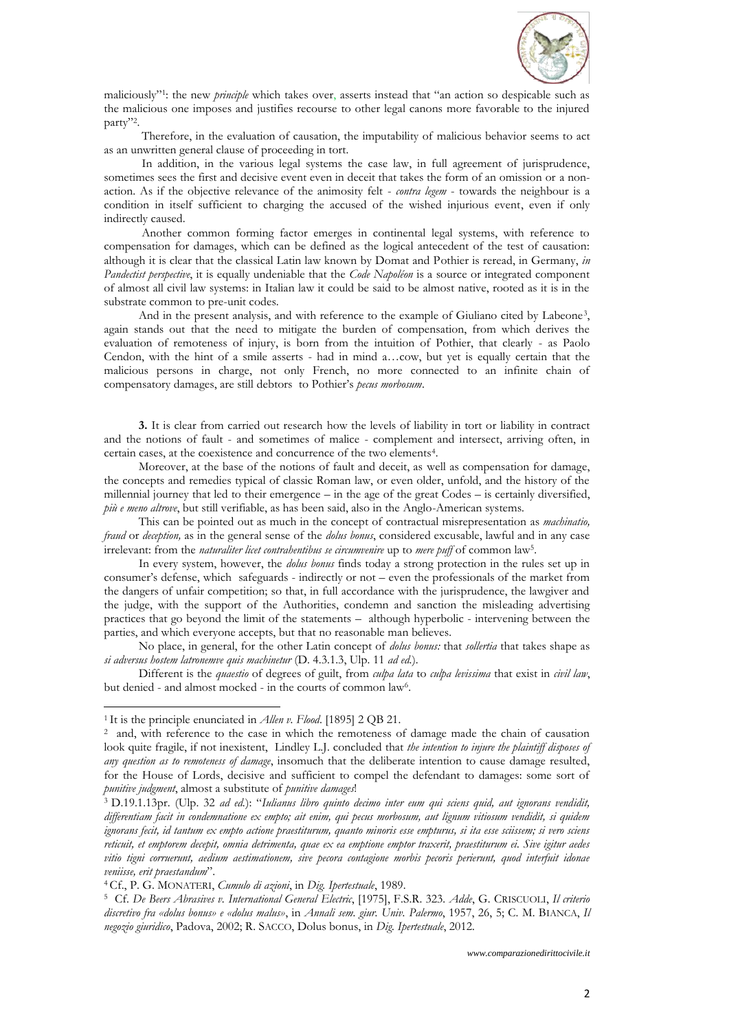maliciously"[1]: the new *principle* which takes over, asserts instead that "an action so despicable such as the malicious one imposes and justifies recourse to other legal canons more favorable to the injured party"[2].

Therefore, in the evaluation of causation, the imputability of malicious behavior seems to act as an unwritten general clause of proceeding in tort.

In addition, in the various legal systems the case law, in full agreement of jurisprudence, sometimes sees the first and decisive event even in deceit that takes the form of an omission or a non-action. As if the objective relevance of the animosity felt - *contra legem* - towards the neighbour is a condition in itself sufficient to charging the accused of the wished injurious event, even if only indirectly caused.

Another common forming factor emerges in continental legal systems, with reference to compensation for damages, which can be defined as the logical antecedent of the test of causation: although it is clear that the classical Latin law known by Domat and Pothier is reread, in Germany, *in Pandectist perspective*, it is equally undeniable that the *Code Napoléon* is a source or integrated component of almost all civil law systems: in Italian law it could be said to be almost native, rooted as it is in the substrate common to pre-unit codes.

And in the present analysis, and with reference to the example of Giuliano cited by Labeone[3], again stands out that the need to mitigate the burden of compensation, from which derives the evaluation of remoteness of injury, is born from the intuition of Pothier, that clearly - as Paolo Cendon, with the hint of a smile asserts - had in mind a…cow, but yet is equally certain that the malicious persons in charge, not only French, no more connected to an infinite chain of compensatory damages, are still debtors to Pothier's *pecus morbosum*.

**3.** It is clear from carried out research how the levels of liability in tort or liability in contract and the notions of fault - and sometimes of malice - complement and intersect, arriving often, in certain cases, at the coexistence and concurrence of the two elements[4].

Moreover, at the base of the notions of fault and deceit, as well as compensation for damage, the concepts and remedies typical of classic Roman law, or even older, unfold, and the history of the millennial journey that led to their emergence – in the age of the great Codes – is certainly diversified, *più e meno altrove*, but still verifiable, as has been said, also in the Anglo-American systems.

This can be pointed out as much in the concept of contractual misrepresentation as *machinatio, fraud* or *deception,* as in the general sense of the *dolus bonus*, considered excusable, lawful and in any case irrelevant: from the *naturaliter licet contrahentibus se circumvenire* up to *mere puff* of common law[5].

In every system, however, the *dolus bonus* finds today a strong protection in the rules set up in consumer's defense, which safeguards - indirectly or not – even the professionals of the market from the dangers of unfair competition; so that, in full accordance with the jurisprudence, the lawgiver and the judge, with the support of the Authorities, condemn and sanction the misleading advertising practices that go beyond the limit of the statements – although hyperbolic - intervening between the parties, and which everyone accepts, but that no reasonable man believes.

No place, in general, for the other Latin concept of *dolus bonus:* that *sollertia* that takes shape as *si adversus hostem latronemve quis machinetur* (D. 4.3.1.3, Ulp. 11 *ad ed.*).

Different is the *quaestio* of degrees of guilt, from *culpa lata* to *culpa levissima* that exist in *civil law*, but denied - and almost mocked - in the courts of common law[6].

---

[1] It is the principle enunciated in *Allen v. Flood*. [1895] 2 QB 21.

[2] and, with reference to the case in which the remoteness of damage made the chain of causation look quite fragile, if not inexistent, Lindley L.J. concluded that *the intention to injure the plaintiff disposes of any question as to remoteness of damage*, insomuch that the deliberate intention to cause damage resulted, for the House of Lords, decisive and sufficient to compel the defendant to damages: some sort of *punitive judgment*, almost a substitute of *punitive damages*!

[3] D.19.1.13pr. (Ulp. 32 *ad ed.*): "*Iulianus libro quinto decimo inter eum qui sciens quid, aut ignorans vendidit, differentiam facit in condemnatione ex empto; ait enim, qui pecus morbosum, aut lignum vitiosum vendidit, si quidem ignorans fecit, id tantum ex empto actione praestiturum, quanto minoris esse empturus, si ita esse sciissem; si vero sciens reticuit, et emptorem decepit, omnia detrimenta, quae ex ea emptione emptor traxerit, praestiturum ei. Sive igitur aedes vitio tigni corruerunt, aedium aestimationem, sive pecora contagione morbis pecoris perierunt, quod interfuit idonae veniisse, erit praestandum*".

[4] Cf., P. G. MONATERI, *Cumulo di azioni*, in *Dig. Ipertestuale*, 1989.

[5] Cf. *De Beers Abrasives v. International General Electric*, [1975], F.S.R. 323. *Adde*, G. CRISCUOLI, *Il criterio discretivo fra «dolus bonus» e «dolus malus»*, in *Annali sem. giur. Univ. Palermo*, 1957, 26, 5; C. M. BIANCA, *Il negozio giuridico*, Padova, 2002; R. SACCO, Dolus bonus, in *Dig. Ipertestuale*, 2012.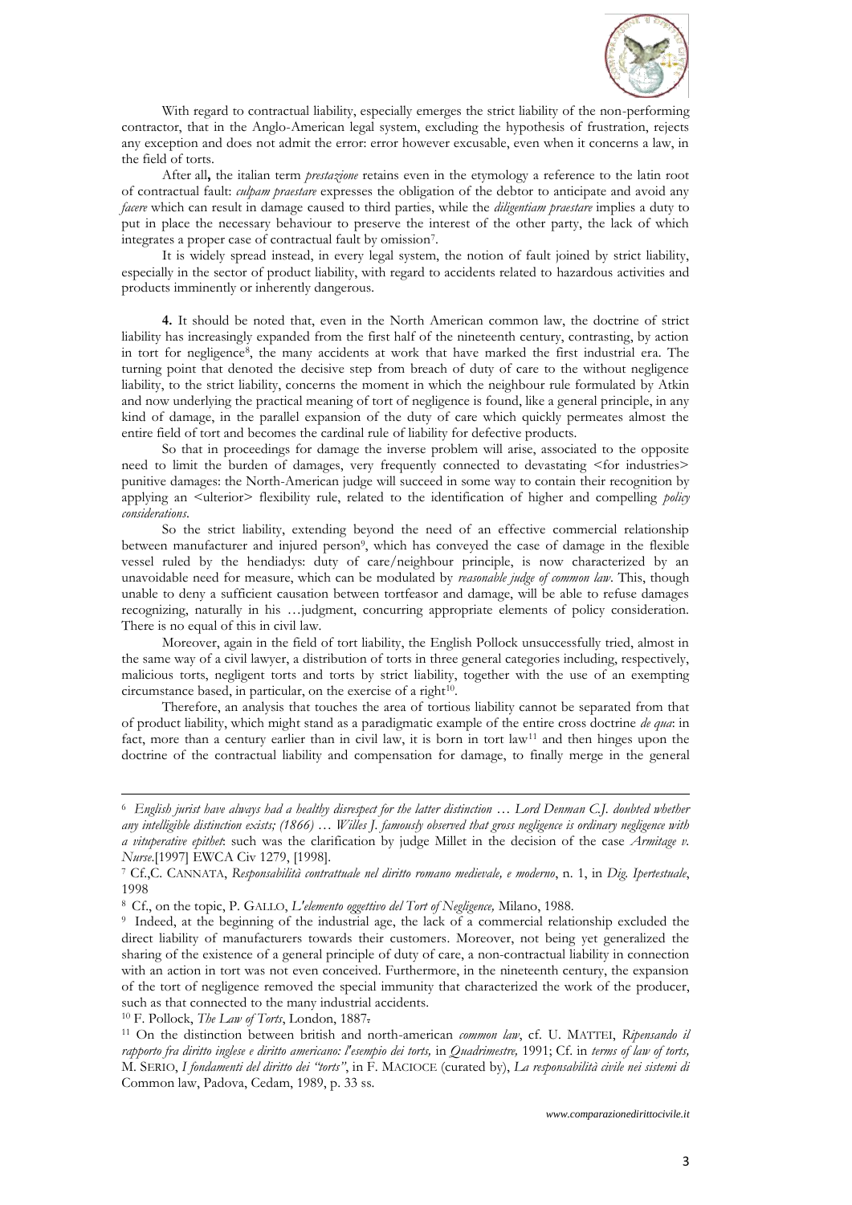With regard to contractual liability, especially emerges the strict liability of the non-performing contractor, that in the Anglo-American legal system, excluding the hypothesis of frustration, rejects any exception and does not admit the error: error however excusable, even when it concerns a law, in the field of torts.

After all**,** the italian term *prestazione* retains even in the etymology a reference to the latin root of contractual fault: *culpam praestare* expresses the obligation of the debtor to anticipate and avoid any *facere* which can result in damage caused to third parties, while the *diligentiam praestare* implies a duty to put in place the necessary behaviour to preserve the interest of the other party, the lack of which integrates a proper case of contractual fault by omission[7].

It is widely spread instead, in every legal system, the notion of fault joined by strict liability, especially in the sector of product liability, with regard to accidents related to hazardous activities and products imminently or inherently dangerous.

**4.** It should be noted that, even in the North American common law, the doctrine of strict liability has increasingly expanded from the first half of the nineteenth century, contrasting, by action in tort for negligence[8], the many accidents at work that have marked the first industrial era. The turning point that denoted the decisive step from breach of duty of care to the without negligence liability, to the strict liability, concerns the moment in which the neighbour rule formulated by Atkin and now underlying the practical meaning of tort of negligence is found, like a general principle, in any kind of damage, in the parallel expansion of the duty of care which quickly permeates almost the entire field of tort and becomes the cardinal rule of liability for defective products.

So that in proceedings for damage the inverse problem will arise, associated to the opposite need to limit the burden of damages, very frequently connected to devastating <for industries> punitive damages: the North-American judge will succeed in some way to contain their recognition by applying an <ulterior> flexibility rule, related to the identification of higher and compelling *policy considerations*.

So the strict liability, extending beyond the need of an effective commercial relationship between manufacturer and injured person[9], which has conveyed the case of damage in the flexible vessel ruled by the hendiadys: duty of care/neighbour principle, is now characterized by an unavoidable need for measure, which can be modulated by *reasonable judge of common law*. This, though unable to deny a sufficient causation between tortfeasor and damage, will be able to refuse damages recognizing, naturally in his …judgment, concurring appropriate elements of policy consideration. There is no equal of this in civil law.

Moreover, again in the field of tort liability, the English Pollock unsuccessfully tried, almost in the same way of a civil lawyer, a distribution of torts in three general categories including, respectively, malicious torts, negligent torts and torts by strict liability, together with the use of an exempting circumstance based, in particular, on the exercise of a right[10].

Therefore, an analysis that touches the area of tortious liability cannot be separated from that of product liability, which might stand as a paradigmatic example of the entire cross doctrine *de qua*: in fact, more than a century earlier than in civil law, it is born in tort law[11] and then hinges upon the doctrine of the contractual liability and compensation for damage, to finally merge in the general

---

[6] *English jurist have always had a healthy disrespect for the latter distinction … Lord Denman C.J. doubted whether any intelligible distinction exists; (1866) … Willes J. famously observed that gross negligence is ordinary negligence with a vituperative epithet*: such was the clarification by judge Millet in the decision of the case *Armitage v. Nurse.*[1997] EWCA Civ 1279, [1998].

[7] Cf.,C. CANNATA, *Responsabilità contrattuale nel diritto romano medievale, e moderno*, n. 1, in *Dig. Ipertestuale*, 1998

[8] Cf., on the topic, P. GALLO, *L'elemento oggettivo del Tort of Negligence,* Milano, 1988.

[9] Indeed, at the beginning of the industrial age, the lack of a commercial relationship excluded the direct liability of manufacturers towards their customers. Moreover, not being yet generalized the sharing of the existence of a general principle of duty of care, a non-contractual liability in connection with an action in tort was not even conceived. Furthermore, in the nineteenth century, the expansion of the tort of negligence removed the special immunity that characterized the work of the producer, such as that connected to the many industrial accidents.

[10] F. Pollock, *The Law of Torts*, London, 1887.

[11] On the distinction between british and north-american *common law*, cf. U. MATTEI, *Ripensando il rapporto fra diritto inglese e diritto americano: l'esempio dei torts,* in *Quadrimestre,* 1991; Cf. in *terms of law of torts,* M. SERIO, *I fondamenti del diritto dei "torts"*, in F. MACIOCE (curated by), *La responsabilità civile nei sistemi di* Common law, Padova, Cedam, 1989, p. 33 ss.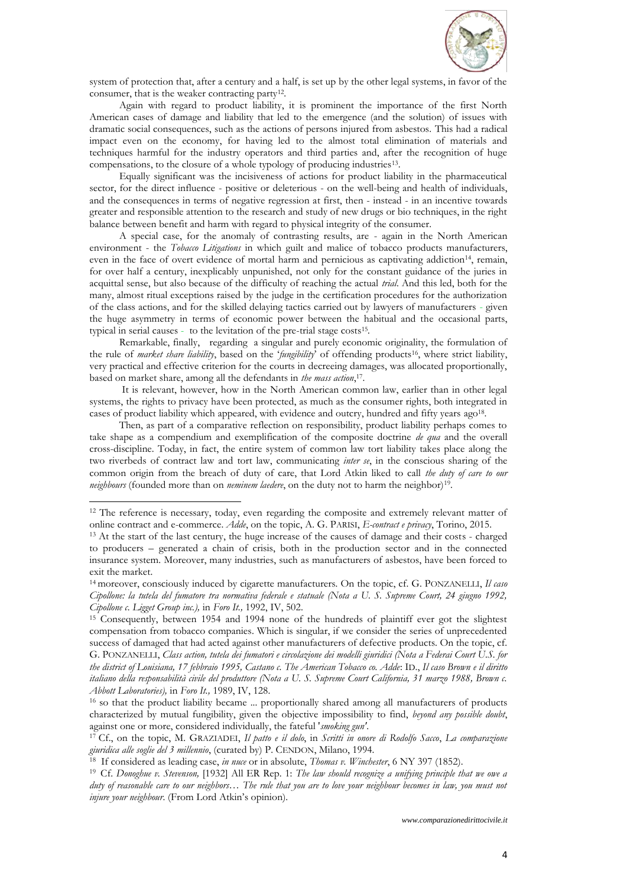system of protection that, after a century and a half, is set up by the other legal systems, in favor of the consumer, that is the weaker contracting party[12].

Again with regard to product liability, it is prominent the importance of the first North American cases of damage and liability that led to the emergence (and the solution) of issues with dramatic social consequences, such as the actions of persons injured from asbestos. This had a radical impact even on the economy, for having led to the almost total elimination of materials and techniques harmful for the industry operators and third parties and, after the recognition of huge compensations, to the closure of a whole typology of producing industries[13].

Equally significant was the incisiveness of actions for product liability in the pharmaceutical sector, for the direct influence - positive or deleterious - on the well-being and health of individuals, and the consequences in terms of negative regression at first, then - instead - in an incentive towards greater and responsible attention to the research and study of new drugs or bio techniques, in the right balance between benefit and harm with regard to physical integrity of the consumer.

A special case, for the anomaly of contrasting results, are - again in the North American environment - the *Tobacco Litigations* in which guilt and malice of tobacco products manufacturers, even in the face of overt evidence of mortal harm and pernicious as captivating addiction[14], remain, for over half a century, inexplicably unpunished, not only for the constant guidance of the juries in acquittal sense, but also because of the difficulty of reaching the actual *trial*. And this led, both for the many, almost ritual exceptions raised by the judge in the certification procedures for the authorization of the class actions, and for the skilled delaying tactics carried out by lawyers of manufacturers - given the huge asymmetry in terms of economic power between the habitual and the occasional parts, typical in serial causes - to the levitation of the pre-trial stage costs[15].

Remarkable, finally, regarding a singular and purely economic originality, the formulation of the rule of *market share liability*, based on the '*fungibility*' of offending products[16], where strict liability, very practical and effective criterion for the courts in decreeing damages, was allocated proportionally, based on market share, among all the defendants in *the mass action*,[17].

It is relevant, however, how in the North American common law, earlier than in other legal systems, the rights to privacy have been protected, as much as the consumer rights, both integrated in cases of product liability which appeared, with evidence and outcry, hundred and fifty years ago[18].

Then, as part of a comparative reflection on responsibility, product liability perhaps comes to take shape as a compendium and exemplification of the composite doctrine *de qua* and the overall cross-discipline. Today, in fact, the entire system of common law tort liability takes place along the two riverbeds of contract law and tort law, communicating *inter se*, in the conscious sharing of the common origin from the breach of duty of care, that Lord Atkin liked to call *the duty of care to our neighbours* (founded more than on *neminem laedere*, on the duty not to harm the neighbor)[19].

---

[12] The reference is necessary, today, even regarding the composite and extremely relevant matter of online contract and e-commerce. *Adde*, on the topic, A. G. PARISI, *E-contract e privacy*, Torino, 2015.

[13] At the start of the last century, the huge increase of the causes of damage and their costs - charged to producers – generated a chain of crisis, both in the production sector and in the connected insurance system. Moreover, many industries, such as manufacturers of asbestos, have been forced to exit the market.

[14] moreover, consciously induced by cigarette manufacturers. On the topic, cf. G. PONZANELLI, *Il caso Cipollone: la tutela del fumatore tra normativa federale e statuale (Nota a U. S. Supreme Court, 24 giugno 1992, Cipollone c. Ligget Group inc.),* in *Foro It.,* 1992, IV, 502.

[15] Consequently, between 1954 and 1994 none of the hundreds of plaintiff ever got the slightest compensation from tobacco companies. Which is singular, if we consider the series of unprecedented success of damaged that had acted against other manufacturers of defective products. On the topic, cf. G. PONZANELLI, *Class action, tutela dei fumatori e circolazione dei modelli giuridici (Nota a Federai Court U.S. for the district of Louisiana, 17 febbraio 1995, Castano c. The American Tobacco co. Adde*: ID., *Il caso Brown e il diritto italiano della responsabilità civile del produttore (Nota a U. S. Supreme Court California, 31 marzo 1988, Brown c. Abbott Laboratories),* in *Foro It.,* 1989, IV, 128.

[16] so that the product liability became ... proportionally shared among all manufacturers of products characterized by mutual fungibility, given the objective impossibility to find, *beyond any possible doubt*, against one or more, considered individually, the fateful '*smoking gun*'.

[17] Cf., on the topic, M. GRAZIADEI, *Il patto e il dolo*, in *Scritti in onore di Rodolfo Sacco*, *La comparazione giuridica alle soglie del 3 millennio*, (curated by) P. CENDON, Milano, 1994.

[18] If considered as leading case, *in nuce* or in absolute, *Thomas v. Winchester*, 6 NY 397 (1852).

[19] Cf. *Donoghue v. Stevenson,* [1932] All ER Rep. 1: *The law should recognize a unifying principle that we owe a duty of reasonable care to our neighbors… The rule that you are to love your neighbour becomes in law, you must not injure your neighbour*. (From Lord Atkin's opinion).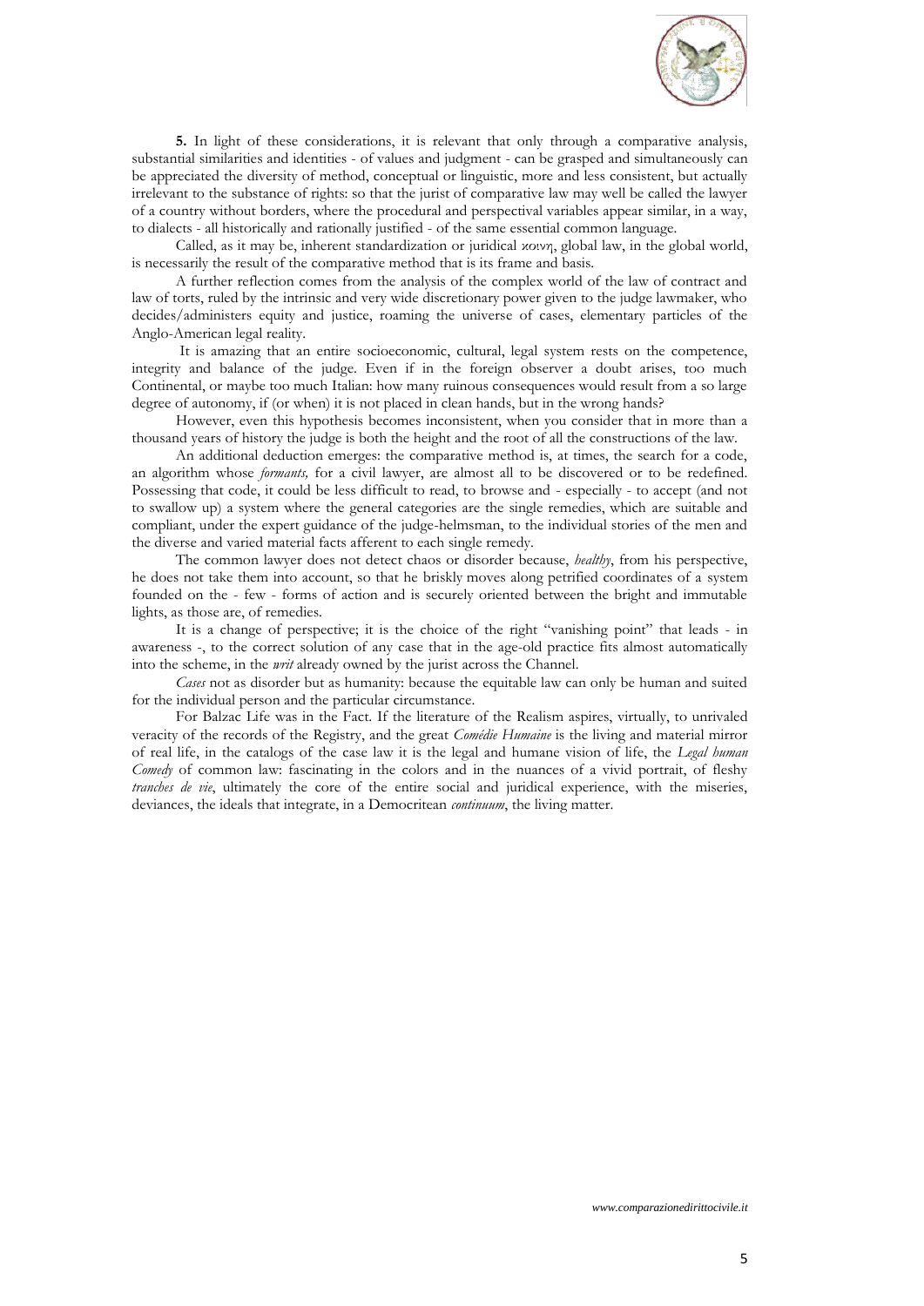**5.** In light of these considerations, it is relevant that only through a comparative analysis, substantial similarities and identities - of values and judgment - can be grasped and simultaneously can be appreciated the diversity of method, conceptual or linguistic, more and less consistent, but actually irrelevant to the substance of rights: so that the jurist of comparative law may well be called the lawyer of a country without borders, where the procedural and perspectival variables appear similar, in a way, to dialects - all historically and rationally justified - of the same essential common language.

Called, as it may be, inherent standardization or juridical κοινη, global law, in the global world, is necessarily the result of the comparative method that is its frame and basis.

A further reflection comes from the analysis of the complex world of the law of contract and law of torts, ruled by the intrinsic and very wide discretionary power given to the judge lawmaker, who decides/administers equity and justice, roaming the universe of cases, elementary particles of the Anglo-American legal reality.

It is amazing that an entire socioeconomic, cultural, legal system rests on the competence, integrity and balance of the judge. Even if in the foreign observer a doubt arises, too much Continental, or maybe too much Italian: how many ruinous consequences would result from a so large degree of autonomy, if (or when) it is not placed in clean hands, but in the wrong hands?

However, even this hypothesis becomes inconsistent, when you consider that in more than a thousand years of history the judge is both the height and the root of all the constructions of the law.

An additional deduction emerges: the comparative method is, at times, the search for a code, an algorithm whose *formants,* for a civil lawyer, are almost all to be discovered or to be redefined. Possessing that code, it could be less difficult to read, to browse and - especially - to accept (and not to swallow up) a system where the general categories are the single remedies, which are suitable and compliant, under the expert guidance of the judge-helmsman, to the individual stories of the men and the diverse and varied material facts afferent to each single remedy.

The common lawyer does not detect chaos or disorder because, *healthy*, from his perspective, he does not take them into account, so that he briskly moves along petrified coordinates of a system founded on the - few - forms of action and is securely oriented between the bright and immutable lights, as those are, of remedies.

It is a change of perspective; it is the choice of the right "vanishing point" that leads - in awareness -, to the correct solution of any case that in the age-old practice fits almost automatically into the scheme, in the *writ* already owned by the jurist across the Channel.

*Cases* not as disorder but as humanity: because the equitable law can only be human and suited for the individual person and the particular circumstance.

For Balzac Life was in the Fact. If the literature of the Realism aspires, virtually, to unrivaled veracity of the records of the Registry, and the great *Comédie Humaine* is the living and material mirror of real life, in the catalogs of the case law it is the legal and humane vision of life, the *Legal human Comedy* of common law: fascinating in the colors and in the nuances of a vivid portrait, of fleshy *tranches de vie*, ultimately the core of the entire social and juridical experience, with the miseries, deviances, the ideals that integrate, in a Democritean *continuum*, the living matter.